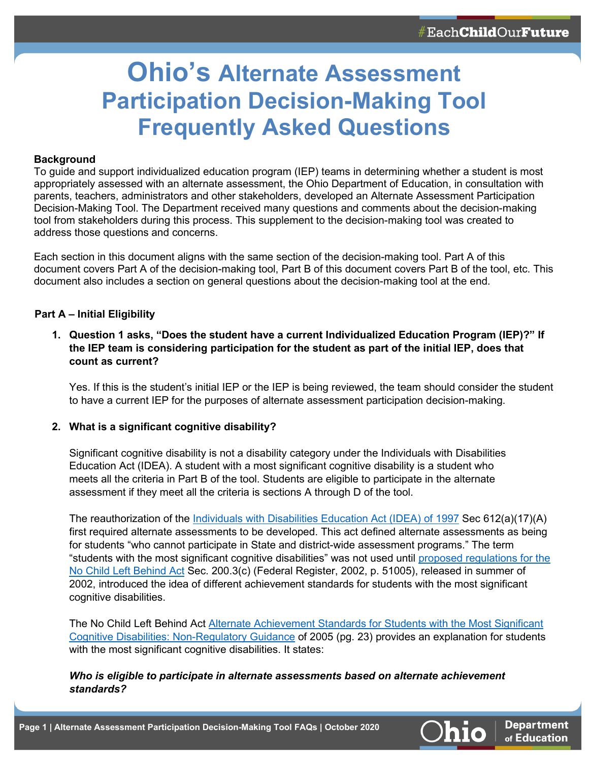# Ohio's Alternate Assessment Participation Decision-Making Tool Frequently Asked Questions

**Background**

To guide and support individualized education program (IEP) teams in determining whether a student is most appropriately assessed with an alternate assessment, the Ohio Department of Education, in consultation with parents, teachers, administrators and other stakeholders, developed an Alternate Assessment Participation Decision-Making Tool. The Department received many questions and comments about the decision-making tool from stakeholders during this process. This supplement to the decision-making tool was created to address those questions and concerns.

Each section in this document aligns with the same section of the decision-making tool. Part A of this document covers Part A of the decision-making tool, Part B of this document covers Part B of the tool, etc. This document also includes a section on general questions about the decision-making tool at the end.

## Part A – Initial Eligibility

1. **Question 1 asks, "Does the student have a current Individualized Education Program (IEP)?" If the IEP team is considering participation for the student as part of the initial IEP, does that count as current?**

   Yes. If this is the student's initial IEP or the IEP is being reviewed, the team should consider the student to have a current IEP for the purposes of alternate assessment participation decision-making.

2. **What is a significant cognitive disability?**

   Significant cognitive disability is not a disability category under the Individuals with Disabilities Education Act (IDEA). A student with a most significant cognitive disability is a student who meets all the criteria in Part B of the tool. Students are eligible to participate in the alternate assessment if they meet all the criteria is sections A through D of the tool.

   The reauthorization of the Individuals with Disabilities Education Act (IDEA) of 1997 Sec 612(a)(17)(A) first required alternate assessments to be developed. This act defined alternate assessments as being for students "who cannot participate in State and district-wide assessment programs." The term "students with the most significant cognitive disabilities" was not used until proposed regulations for the No Child Left Behind Act Sec. 200.3(c) (Federal Register, 2002, p. 51005), released in summer of 2002, introduced the idea of different achievement standards for students with the most significant cognitive disabilities.

   The No Child Left Behind Act Alternate Achievement Standards for Students with the Most Significant Cognitive Disabilities: Non-Regulatory Guidance of 2005 (pg. 23) provides an explanation for students with the most significant cognitive disabilities. It states:

   ***Who is eligible to participate in alternate assessments based on alternate achievement standards?***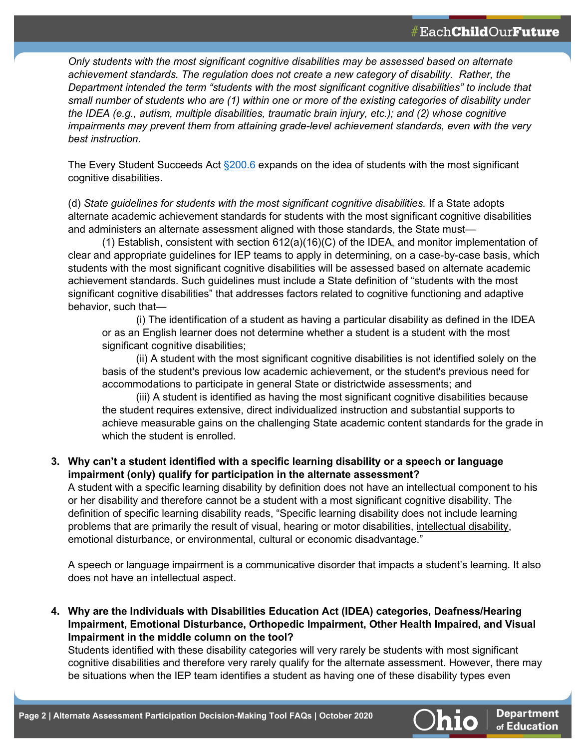*Only students with the most significant cognitive disabilities may be assessed based on alternate achievement standards. The regulation does not create a new category of disability. Rather, the Department intended the term "students with the most significant cognitive disabilities" to include that small number of students who are (1) within one or more of the existing categories of disability under the IDEA (e.g., autism, multiple disabilities, traumatic brain injury, etc.); and (2) whose cognitive impairments may prevent them from attaining grade-level achievement standards, even with the very best instruction.*

The Every Student Succeeds Act [§200.6](§200.6) expands on the idea of students with the most significant cognitive disabilities.

(d) *State guidelines for students with the most significant cognitive disabilities.* If a State adopts alternate academic achievement standards for students with the most significant cognitive disabilities and administers an alternate assessment aligned with those standards, the State must—

(1) Establish, consistent with section 612(a)(16)(C) of the IDEA, and monitor implementation of clear and appropriate guidelines for IEP teams to apply in determining, on a case-by-case basis, which students with the most significant cognitive disabilities will be assessed based on alternate academic achievement standards. Such guidelines must include a State definition of "students with the most significant cognitive disabilities" that addresses factors related to cognitive functioning and adaptive behavior, such that—

> (i) The identification of a student as having a particular disability as defined in the IDEA or as an English learner does not determine whether a student is a student with the most significant cognitive disabilities;
>
> (ii) A student with the most significant cognitive disabilities is not identified solely on the basis of the student's previous low academic achievement, or the student's previous need for accommodations to participate in general State or districtwide assessments; and
>
> (iii) A student is identified as having the most significant cognitive disabilities because the student requires extensive, direct individualized instruction and substantial supports to achieve measurable gains on the challenging State academic content standards for the grade in which the student is enrolled.

3. **Why can't a student identified with a specific learning disability or a speech or language impairment (only) qualify for participation in the alternate assessment?**

   A student with a specific learning disability by definition does not have an intellectual component to his or her disability and therefore cannot be a student with a most significant cognitive disability. The definition of specific learning disability reads, "Specific learning disability does not include learning problems that are primarily the result of visual, hearing or motor disabilities, <u>intellectual disability</u>, emotional disturbance, or environmental, cultural or economic disadvantage."

   A speech or language impairment is a communicative disorder that impacts a student's learning. It also does not have an intellectual aspect.

4. **Why are the Individuals with Disabilities Education Act (IDEA) categories, Deafness/Hearing Impairment, Emotional Disturbance, Orthopedic Impairment, Other Health Impaired, and Visual Impairment in the middle column on the tool?**

   Students identified with these disability categories will very rarely be students with most significant cognitive disabilities and therefore very rarely qualify for the alternate assessment. However, there may be situations when the IEP team identifies a student as having one of these disability types even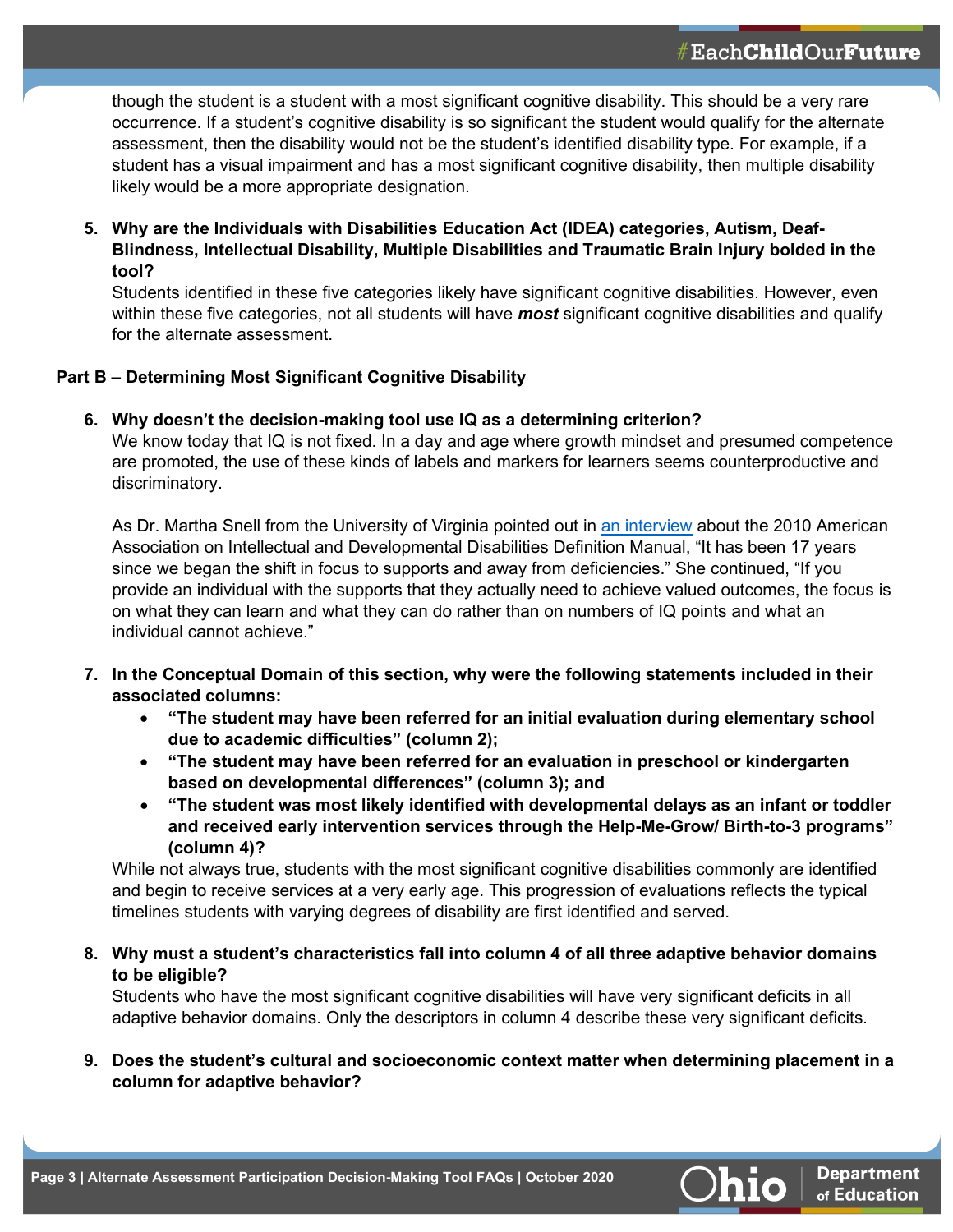though the student is a student with a most significant cognitive disability. This should be a very rare occurrence. If a student's cognitive disability is so significant the student would qualify for the alternate assessment, then the disability would not be the student's identified disability type. For example, if a student has a visual impairment and has a most significant cognitive disability, then multiple disability likely would be a more appropriate designation.

5. **Why are the Individuals with Disabilities Education Act (IDEA) categories, Autism, Deaf-Blindness, Intellectual Disability, Multiple Disabilities and Traumatic Brain Injury bolded in the tool?**
   Students identified in these five categories likely have significant cognitive disabilities. However, even within these five categories, not all students will have ***most*** significant cognitive disabilities and qualify for the alternate assessment.

## Part B – Determining Most Significant Cognitive Disability

6. **Why doesn't the decision-making tool use IQ as a determining criterion?**
   We know today that IQ is not fixed. In a day and age where growth mindset and presumed competence are promoted, the use of these kinds of labels and markers for learners seems counterproductive and discriminatory.

   As Dr. Martha Snell from the University of Virginia pointed out in an interview about the 2010 American Association on Intellectual and Developmental Disabilities Definition Manual, "It has been 17 years since we began the shift in focus to supports and away from deficiencies." She continued, "If you provide an individual with the supports that they actually need to achieve valued outcomes, the focus is on what they can learn and what they can do rather than on numbers of IQ points and what an individual cannot achieve."

7. **In the Conceptual Domain of this section, why were the following statements included in their associated columns:**
   - **"The student may have been referred for an initial evaluation during elementary school due to academic difficulties" (column 2);**
   - **"The student may have been referred for an evaluation in preschool or kindergarten based on developmental differences" (column 3); and**
   - **"The student was most likely identified with developmental delays as an infant or toddler and received early intervention services through the Help-Me-Grow/ Birth-to-3 programs" (column 4)?**

   While not always true, students with the most significant cognitive disabilities commonly are identified and begin to receive services at a very early age. This progression of evaluations reflects the typical timelines students with varying degrees of disability are first identified and served.

8. **Why must a student's characteristics fall into column 4 of all three adaptive behavior domains to be eligible?**
   Students who have the most significant cognitive disabilities will have very significant deficits in all adaptive behavior domains. Only the descriptors in column 4 describe these very significant deficits.

9. **Does the student's cultural and socioeconomic context matter when determining placement in a column for adaptive behavior?**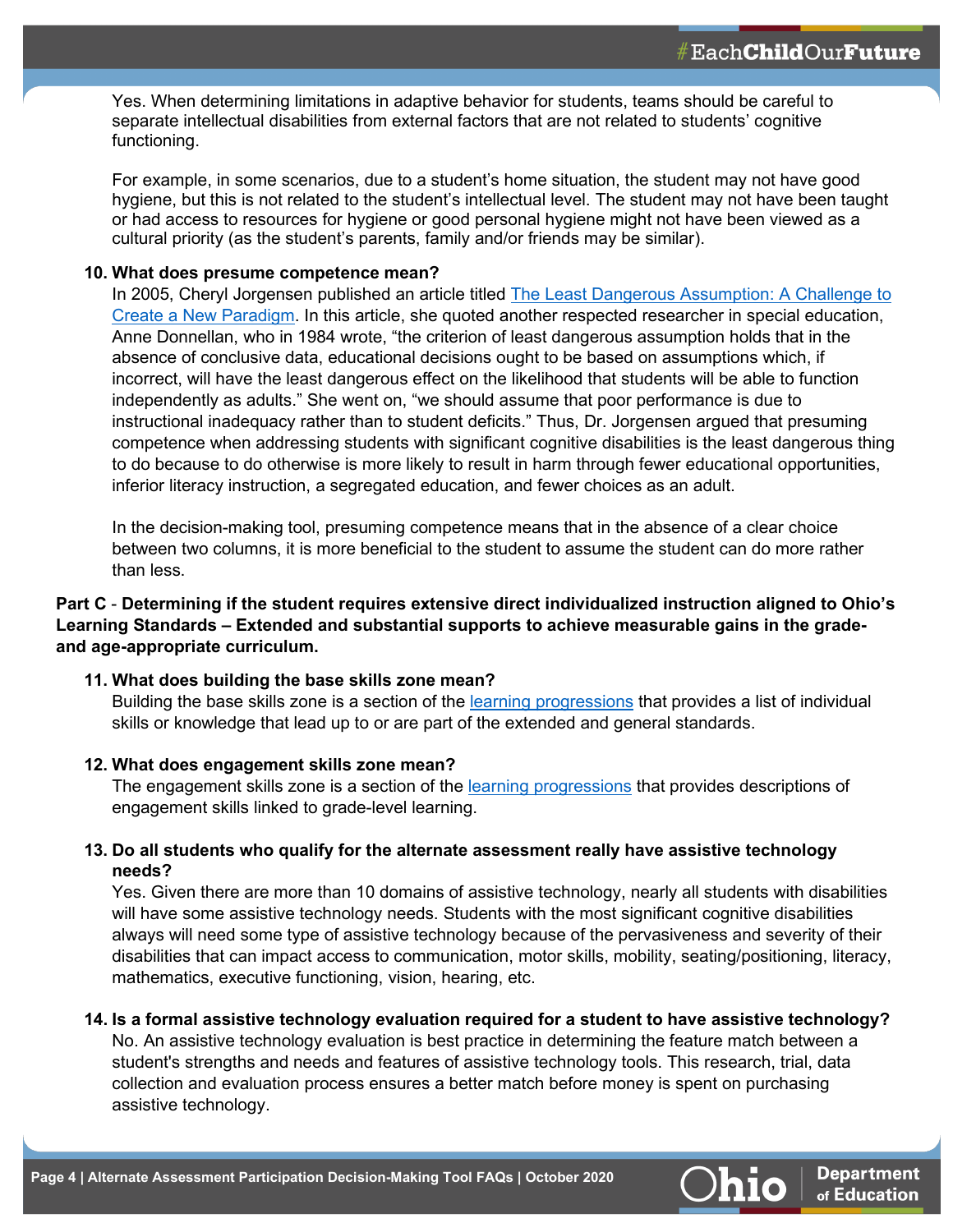Yes. When determining limitations in adaptive behavior for students, teams should be careful to separate intellectual disabilities from external factors that are not related to students' cognitive functioning.

For example, in some scenarios, due to a student's home situation, the student may not have good hygiene, but this is not related to the student's intellectual level. The student may not have been taught or had access to resources for hygiene or good personal hygiene might not have been viewed as a cultural priority (as the student's parents, family and/or friends may be similar).

**10. What does presume competence mean?**

In 2005, Cheryl Jorgensen published an article titled [The Least Dangerous Assumption: A Challenge to Create a New Paradigm](). In this article, she quoted another respected researcher in special education, Anne Donnellan, who in 1984 wrote, "the criterion of least dangerous assumption holds that in the absence of conclusive data, educational decisions ought to be based on assumptions which, if incorrect, will have the least dangerous effect on the likelihood that students will be able to function independently as adults." She went on, "we should assume that poor performance is due to instructional inadequacy rather than to student deficits." Thus, Dr. Jorgensen argued that presuming competence when addressing students with significant cognitive disabilities is the least dangerous thing to do because to do otherwise is more likely to result in harm through fewer educational opportunities, inferior literacy instruction, a segregated education, and fewer choices as an adult.

In the decision-making tool, presuming competence means that in the absence of a clear choice between two columns, it is more beneficial to the student to assume the student can do more rather than less.

**Part C - Determining if the student requires extensive direct individualized instruction aligned to Ohio's Learning Standards – Extended and substantial supports to achieve measurable gains in the grade- and age-appropriate curriculum.**

**11. What does building the base skills zone mean?**

Building the base skills zone is a section of the [learning progressions]() that provides a list of individual skills or knowledge that lead up to or are part of the extended and general standards.

**12. What does engagement skills zone mean?**

The engagement skills zone is a section of the [learning progressions]() that provides descriptions of engagement skills linked to grade-level learning.

**13. Do all students who qualify for the alternate assessment really have assistive technology needs?**

Yes. Given there are more than 10 domains of assistive technology, nearly all students with disabilities will have some assistive technology needs. Students with the most significant cognitive disabilities always will need some type of assistive technology because of the pervasiveness and severity of their disabilities that can impact access to communication, motor skills, mobility, seating/positioning, literacy, mathematics, executive functioning, vision, hearing, etc.

**14. Is a formal assistive technology evaluation required for a student to have assistive technology?**

No. An assistive technology evaluation is best practice in determining the feature match between a student's strengths and needs and features of assistive technology tools. This research, trial, data collection and evaluation process ensures a better match before money is spent on purchasing assistive technology.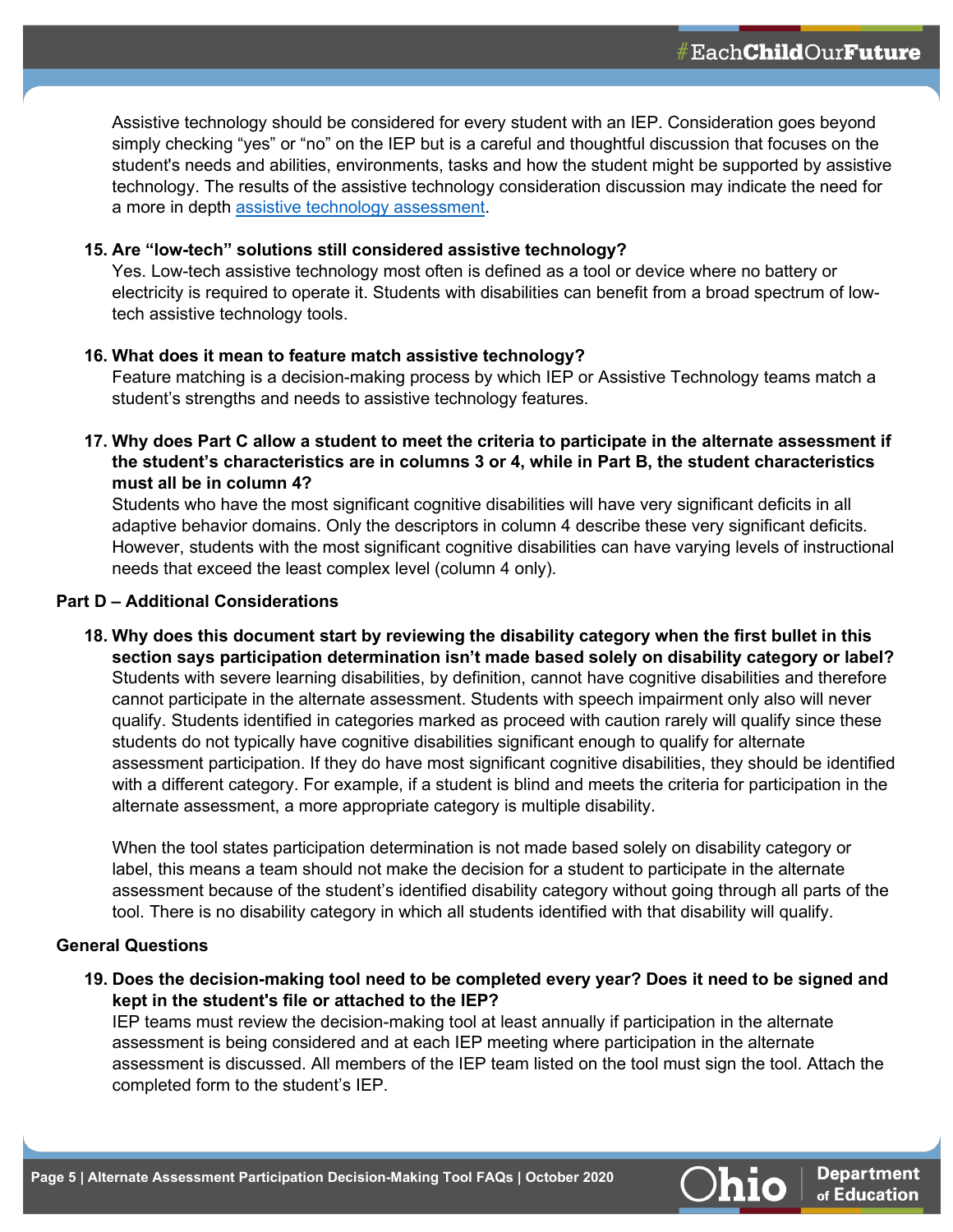Assistive technology should be considered for every student with an IEP. Consideration goes beyond simply checking "yes" or "no" on the IEP but is a careful and thoughtful discussion that focuses on the student's needs and abilities, environments, tasks and how the student might be supported by assistive technology. The results of the assistive technology consideration discussion may indicate the need for a more in depth [assistive technology assessment](assistive technology assessment).

15. **Are "low-tech" solutions still considered assistive technology?**
    Yes. Low-tech assistive technology most often is defined as a tool or device where no battery or electricity is required to operate it. Students with disabilities can benefit from a broad spectrum of low-tech assistive technology tools.

16. **What does it mean to feature match assistive technology?**
    Feature matching is a decision-making process by which IEP or Assistive Technology teams match a student's strengths and needs to assistive technology features.

17. **Why does Part C allow a student to meet the criteria to participate in the alternate assessment if the student's characteristics are in columns 3 or 4, while in Part B, the student characteristics must all be in column 4?**
    Students who have the most significant cognitive disabilities will have very significant deficits in all adaptive behavior domains. Only the descriptors in column 4 describe these very significant deficits. However, students with the most significant cognitive disabilities can have varying levels of instructional needs that exceed the least complex level (column 4 only).

### Part D – Additional Considerations

18. **Why does this document start by reviewing the disability category when the first bullet in this section says participation determination isn't made based solely on disability category or label?**
    Students with severe learning disabilities, by definition, cannot have cognitive disabilities and therefore cannot participate in the alternate assessment. Students with speech impairment only also will never qualify. Students identified in categories marked as proceed with caution rarely will qualify since these students do not typically have cognitive disabilities significant enough to qualify for alternate assessment participation. If they do have most significant cognitive disabilities, they should be identified with a different category. For example, if a student is blind and meets the criteria for participation in the alternate assessment, a more appropriate category is multiple disability.

    When the tool states participation determination is not made based solely on disability category or label, this means a team should not make the decision for a student to participate in the alternate assessment because of the student's identified disability category without going through all parts of the tool. There is no disability category in which all students identified with that disability will qualify.

### General Questions

19. **Does the decision-making tool need to be completed every year? Does it need to be signed and kept in the student's file or attached to the IEP?**
    IEP teams must review the decision-making tool at least annually if participation in the alternate assessment is being considered and at each IEP meeting where participation in the alternate assessment is discussed. All members of the IEP team listed on the tool must sign the tool. Attach the completed form to the student's IEP.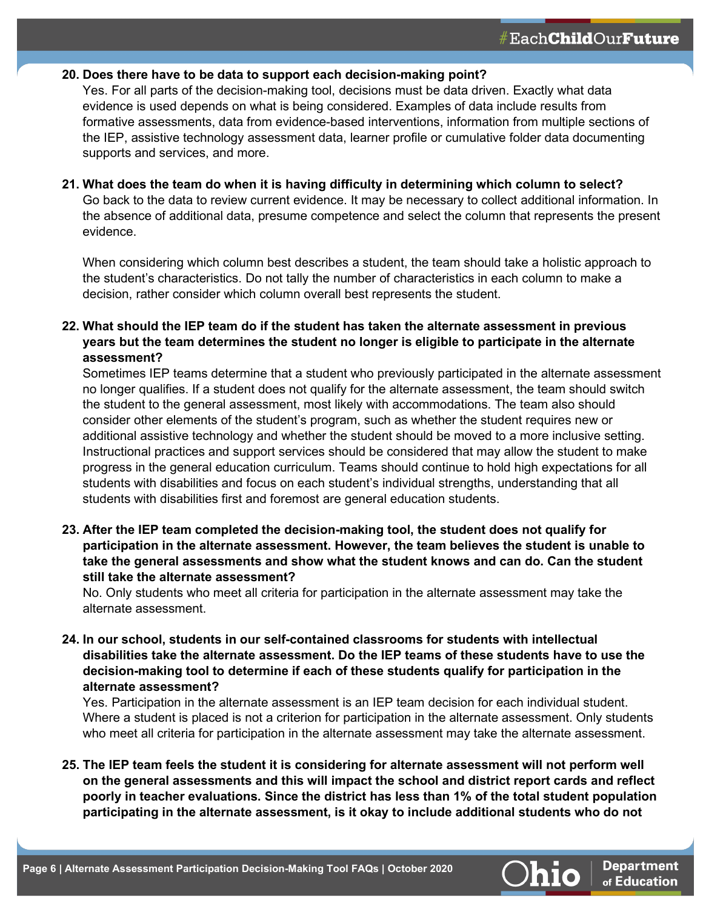**20. Does there have to be data to support each decision-making point?**

Yes. For all parts of the decision-making tool, decisions must be data driven. Exactly what data evidence is used depends on what is being considered. Examples of data include results from formative assessments, data from evidence-based interventions, information from multiple sections of the IEP, assistive technology assessment data, learner profile or cumulative folder data documenting supports and services, and more.

**21. What does the team do when it is having difficulty in determining which column to select?**

Go back to the data to review current evidence. It may be necessary to collect additional information. In the absence of additional data, presume competence and select the column that represents the present evidence.

When considering which column best describes a student, the team should take a holistic approach to the student's characteristics. Do not tally the number of characteristics in each column to make a decision, rather consider which column overall best represents the student.

**22. What should the IEP team do if the student has taken the alternate assessment in previous years but the team determines the student no longer is eligible to participate in the alternate assessment?**

Sometimes IEP teams determine that a student who previously participated in the alternate assessment no longer qualifies. If a student does not qualify for the alternate assessment, the team should switch the student to the general assessment, most likely with accommodations. The team also should consider other elements of the student's program, such as whether the student requires new or additional assistive technology and whether the student should be moved to a more inclusive setting. Instructional practices and support services should be considered that may allow the student to make progress in the general education curriculum. Teams should continue to hold high expectations for all students with disabilities and focus on each student's individual strengths, understanding that all students with disabilities first and foremost are general education students.

**23. After the IEP team completed the decision-making tool, the student does not qualify for participation in the alternate assessment. However, the team believes the student is unable to take the general assessments and show what the student knows and can do. Can the student still take the alternate assessment?**

No. Only students who meet all criteria for participation in the alternate assessment may take the alternate assessment.

**24. In our school, students in our self-contained classrooms for students with intellectual disabilities take the alternate assessment. Do the IEP teams of these students have to use the decision-making tool to determine if each of these students qualify for participation in the alternate assessment?**

Yes. Participation in the alternate assessment is an IEP team decision for each individual student. Where a student is placed is not a criterion for participation in the alternate assessment. Only students who meet all criteria for participation in the alternate assessment may take the alternate assessment.

**25. The IEP team feels the student it is considering for alternate assessment will not perform well on the general assessments and this will impact the school and district report cards and reflect poorly in teacher evaluations. Since the district has less than 1% of the total student population participating in the alternate assessment, is it okay to include additional students who do not**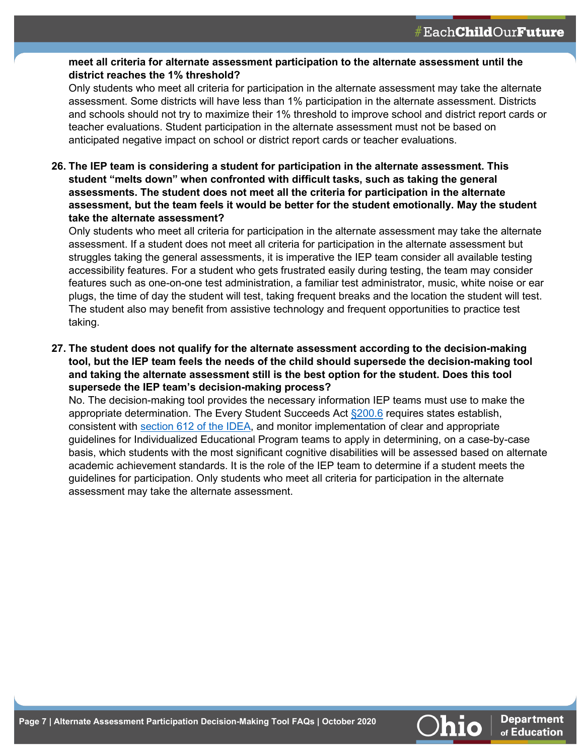**meet all criteria for alternate assessment participation to the alternate assessment until the district reaches the 1% threshold?**

Only students who meet all criteria for participation in the alternate assessment may take the alternate assessment. Some districts will have less than 1% participation in the alternate assessment. Districts and schools should not try to maximize their 1% threshold to improve school and district report cards or teacher evaluations. Student participation in the alternate assessment must not be based on anticipated negative impact on school or district report cards or teacher evaluations.

**26. The IEP team is considering a student for participation in the alternate assessment. This student "melts down" when confronted with difficult tasks, such as taking the general assessments. The student does not meet all the criteria for participation in the alternate assessment, but the team feels it would be better for the student emotionally. May the student take the alternate assessment?**

Only students who meet all criteria for participation in the alternate assessment may take the alternate assessment. If a student does not meet all criteria for participation in the alternate assessment but struggles taking the general assessments, it is imperative the IEP team consider all available testing accessibility features. For a student who gets frustrated easily during testing, the team may consider features such as one-on-one test administration, a familiar test administrator, music, white noise or ear plugs, the time of day the student will test, taking frequent breaks and the location the student will test. The student also may benefit from assistive technology and frequent opportunities to practice test taking.

**27. The student does not qualify for the alternate assessment according to the decision-making tool, but the IEP team feels the needs of the child should supersede the decision-making tool and taking the alternate assessment still is the best option for the student. Does this tool supersede the IEP team's decision-making process?**

No. The decision-making tool provides the necessary information IEP teams must use to make the appropriate determination. The Every Student Succeeds Act §200.6 requires states establish, consistent with section 612 of the IDEA, and monitor implementation of clear and appropriate guidelines for Individualized Educational Program teams to apply in determining, on a case-by-case basis, which students with the most significant cognitive disabilities will be assessed based on alternate academic achievement standards. It is the role of the IEP team to determine if a student meets the guidelines for participation. Only students who meet all criteria for participation in the alternate assessment may take the alternate assessment.